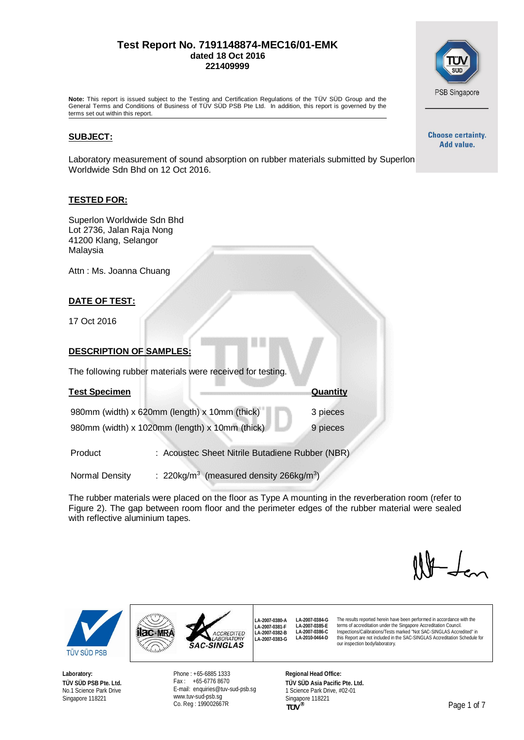**Test Report No. 7191148874-MEC16/01-EMK**
**dated 18 Oct 2016**
**221409999**

**Note:** This report is issued subject to the Testing and Certification Regulations of the TÜV SÜD Group and the General Terms and Conditions of Business of TÜV SÜD PSB Pte Ltd. In addition, this report is governed by the terms set out within this report.

PSB Singapore

**Choose certainty. Add value.**

## SUBJECT:

Laboratory measurement of sound absorption on rubber materials submitted by Superlon Worldwide Sdn Bhd on 12 Oct 2016.

## TESTED FOR:

Superlon Worldwide Sdn Bhd
Lot 2736, Jalan Raja Nong
41200 Klang, Selangor
Malaysia

Attn : Ms. Joanna Chuang

## DATE OF TEST:

17 Oct 2016

## DESCRIPTION OF SAMPLES:

The following rubber materials were received for testing.

| Test Specimen | Quantity |
|---|---|
| 980mm (width) x 620mm (length) x 10mm (thick) | 3 pieces |
| 980mm (width) x 1020mm (length) x 10mm (thick) | 9 pieces |

Product : Acoustec Sheet Nitrile Butadiene Rubber (NBR)

Normal Density : 220kg/$m^3$ (measured density 266kg/$m^3$)

The rubber materials were placed on the floor as Type A mounting in the reverberation room (refer to Figure 2). The gap between room floor and the perimeter edges of the rubber material were sealed with reflective aluminium tapes.

LA-2007-0380-A
LA-2007-0381-F
LA-2007-0382-B
LA-2007-0383-G
LA-2007-0384-G
LA-2007-0385-E
LA-2007-0386-C
LA-2010-0464-D

The results reported herein have been performed in accordance with the terms of accreditation under the Singapore Accreditation Council. Inspections/Calibrations/Tests marked "Not SAC-SINGLAS Accredited" in this Report are not included in the SAC-SINGLAS Accreditation Schedule for our inspection body/laboratory.

**Laboratory:**
**TÜV SÜD PSB Pte. Ltd.**
No.1 Science Park Drive
Singapore 118221

Phone : +65-6885 1333
Fax : +65-6776 8670
E-mail: enquiries@tuv-sud-psb.sg
www.tuv-sud-psb.sg
Co. Reg : 199002667R

**Regional Head Office:**
**TÜV SÜD Asia Pacific Pte. Ltd.**
1 Science Park Drive, #02-01
Singapore 118221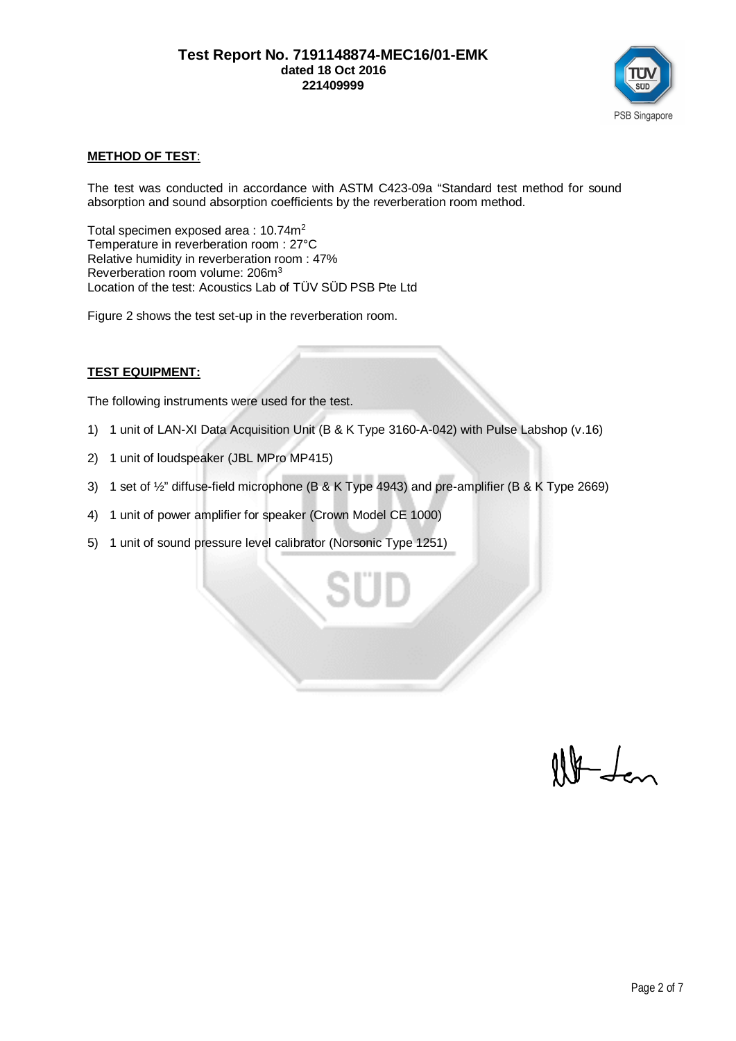**METHOD OF TEST**:

The test was conducted in accordance with ASTM C423-09a "Standard test method for sound absorption and sound absorption coefficients by the reverberation room method.

Total specimen exposed area : 10.74m$^2$
Temperature in reverberation room : 27°C
Relative humidity in reverberation room : 47%
Reverberation room volume: 206m$^3$
Location of the test: Acoustics Lab of TÜV SÜD PSB Pte Ltd

Figure 2 shows the test set-up in the reverberation room.

**TEST EQUIPMENT:**

The following instruments were used for the test.

1) 1 unit of LAN-XI Data Acquisition Unit (B & K Type 3160-A-042) with Pulse Labshop (v.16)
2) 1 unit of loudspeaker (JBL MPro MP415)
3) 1 set of ½" diffuse-field microphone (B & K Type 4943) and pre-amplifier (B & K Type 2669)
4) 1 unit of power amplifier for speaker (Crown Model CE 1000)
5) 1 unit of sound pressure level calibrator (Norsonic Type 1251)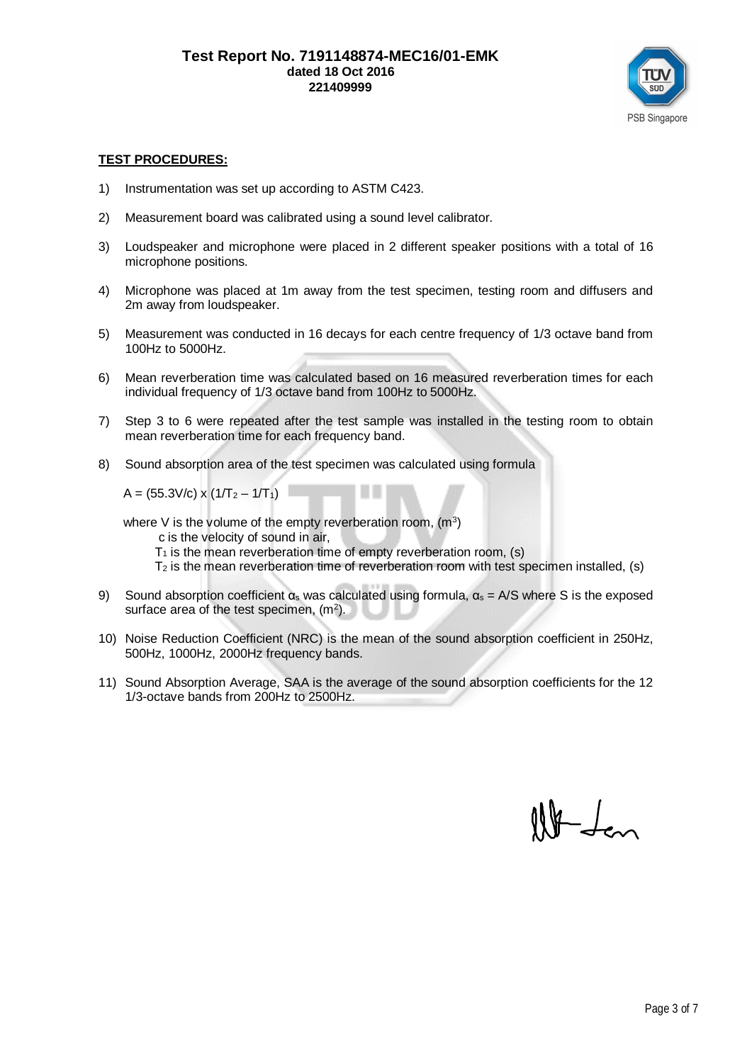**TEST PROCEDURES:**

1) Instrumentation was set up according to ASTM C423.

2) Measurement board was calibrated using a sound level calibrator.

3) Loudspeaker and microphone were placed in 2 different speaker positions with a total of 16 microphone positions.

4) Microphone was placed at 1m away from the test specimen, testing room and diffusers and 2m away from loudspeaker.

5) Measurement was conducted in 16 decays for each centre frequency of 1/3 octave band from 100Hz to 5000Hz.

6) Mean reverberation time was calculated based on 16 measured reverberation times for each individual frequency of 1/3 octave band from 100Hz to 5000Hz.

7) Step 3 to 6 were repeated after the test sample was installed in the testing room to obtain mean reverberation time for each frequency band.

8) Sound absorption area of the test specimen was calculated using formula

   $A = (55.3V/c) \times (1/T_2 - 1/T_1)$

   where V is the volume of the empty reverberation room, ($m^3$)
   c is the velocity of sound in air,
   $T_1$ is the mean reverberation time of empty reverberation room, (s)
   $T_2$ is the mean reverberation time of reverberation room with test specimen installed, (s)

9) Sound absorption coefficient $\alpha_s$ was calculated using formula, $\alpha_s = A/S$ where S is the exposed surface area of the test specimen, ($m^2$).

10) Noise Reduction Coefficient (NRC) is the mean of the sound absorption coefficient in 250Hz, 500Hz, 1000Hz, 2000Hz frequency bands.

11) Sound Absorption Average, SAA is the average of the sound absorption coefficients for the 12 1/3-octave bands from 200Hz to 2500Hz.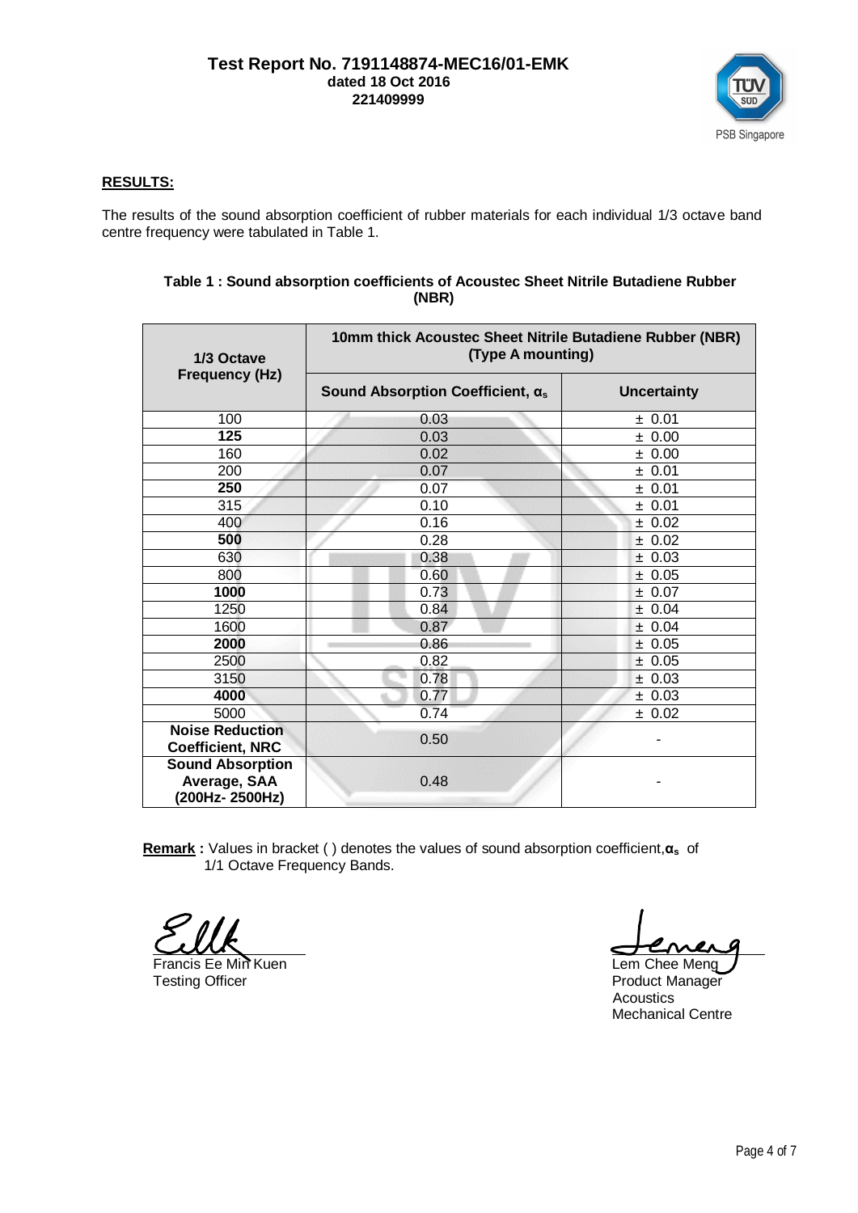**Test Report No. 7191148874-MEC16/01-EMK**
**dated 18 Oct 2016**
**221409999**

## RESULTS:

The results of the sound absorption coefficient of rubber materials for each individual 1/3 octave band centre frequency were tabulated in Table 1.

**Table 1 : Sound absorption coefficients of Acoustec Sheet Nitrile Butadiene Rubber (NBR)**

| 1/3 Octave Frequency (Hz) | 10mm thick Acoustec Sheet Nitrile Butadiene Rubber (NBR) (Type A mounting) | |
|---|---|---|
| | Sound Absorption Coefficient, $\alpha_s$ | Uncertainty |
| 100 | 0.03 | ± 0.01 |
| **125** | 0.03 | ± 0.00 |
| 160 | 0.02 | ± 0.00 |
| 200 | 0.07 | ± 0.01 |
| **250** | 0.07 | ± 0.01 |
| 315 | 0.10 | ± 0.01 |
| 400 | 0.16 | ± 0.02 |
| **500** | 0.28 | ± 0.02 |
| 630 | 0.38 | ± 0.03 |
| 800 | 0.60 | ± 0.05 |
| **1000** | 0.73 | ± 0.07 |
| 1250 | 0.84 | ± 0.04 |
| 1600 | 0.87 | ± 0.04 |
| **2000** | 0.86 | ± 0.05 |
| 2500 | 0.82 | ± 0.05 |
| 3150 | 0.78 | ± 0.03 |
| **4000** | 0.77 | ± 0.03 |
| 5000 | 0.74 | ± 0.02 |
| **Noise Reduction Coefficient, NRC** | 0.50 | - |
| **Sound Absorption Average, SAA (200Hz- 2500Hz)** | 0.48 | - |

**Remark :** Values in bracket ( ) denotes the values of sound absorption coefficient, $\alpha_s$ of 1/1 Octave Frequency Bands.

Francis Ee Min Kuen
Testing Officer

Lem Chee Meng
Product Manager
Acoustics
Mechanical Centre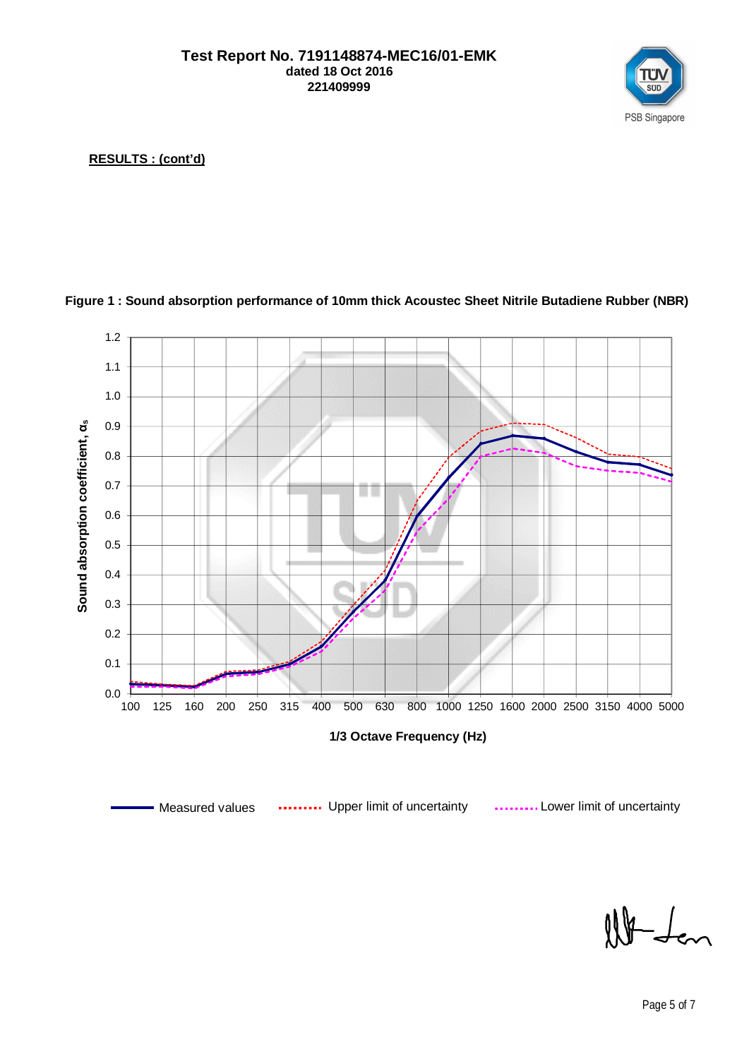**RESULTS : (cont'd)**

**Figure 1 : Sound absorption performance of 10mm thick Acoustec Sheet Nitrile Butadiene Rubber (NBR)**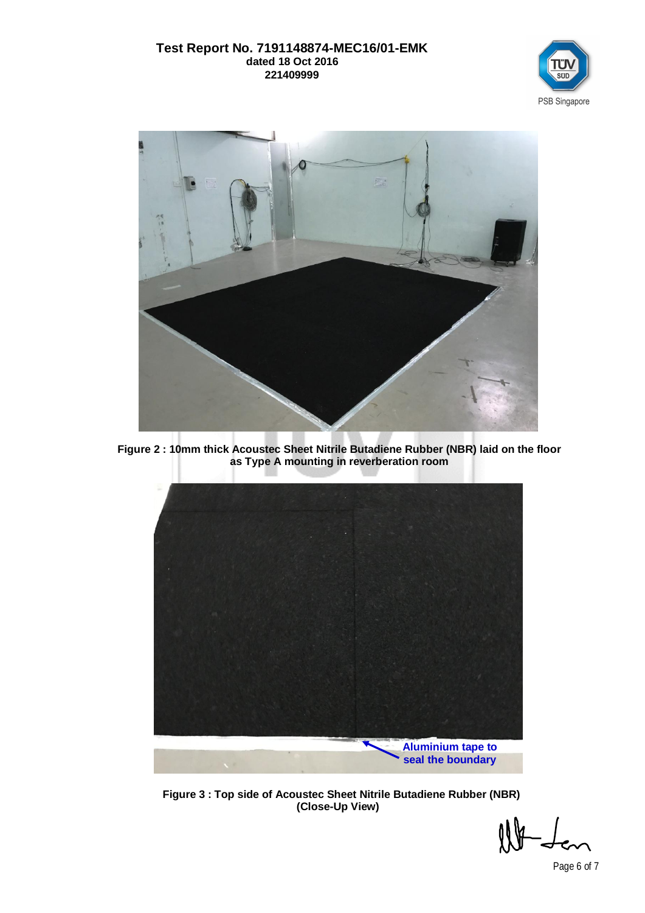Figure 2 : 10mm thick Acoustec Sheet Nitrile Butadiene Rubber (NBR) laid on the floor as Type A mounting in reverberation room

Aluminium tape to seal the boundary

Figure 3 : Top side of Acoustec Sheet Nitrile Butadiene Rubber (NBR) (Close-Up View)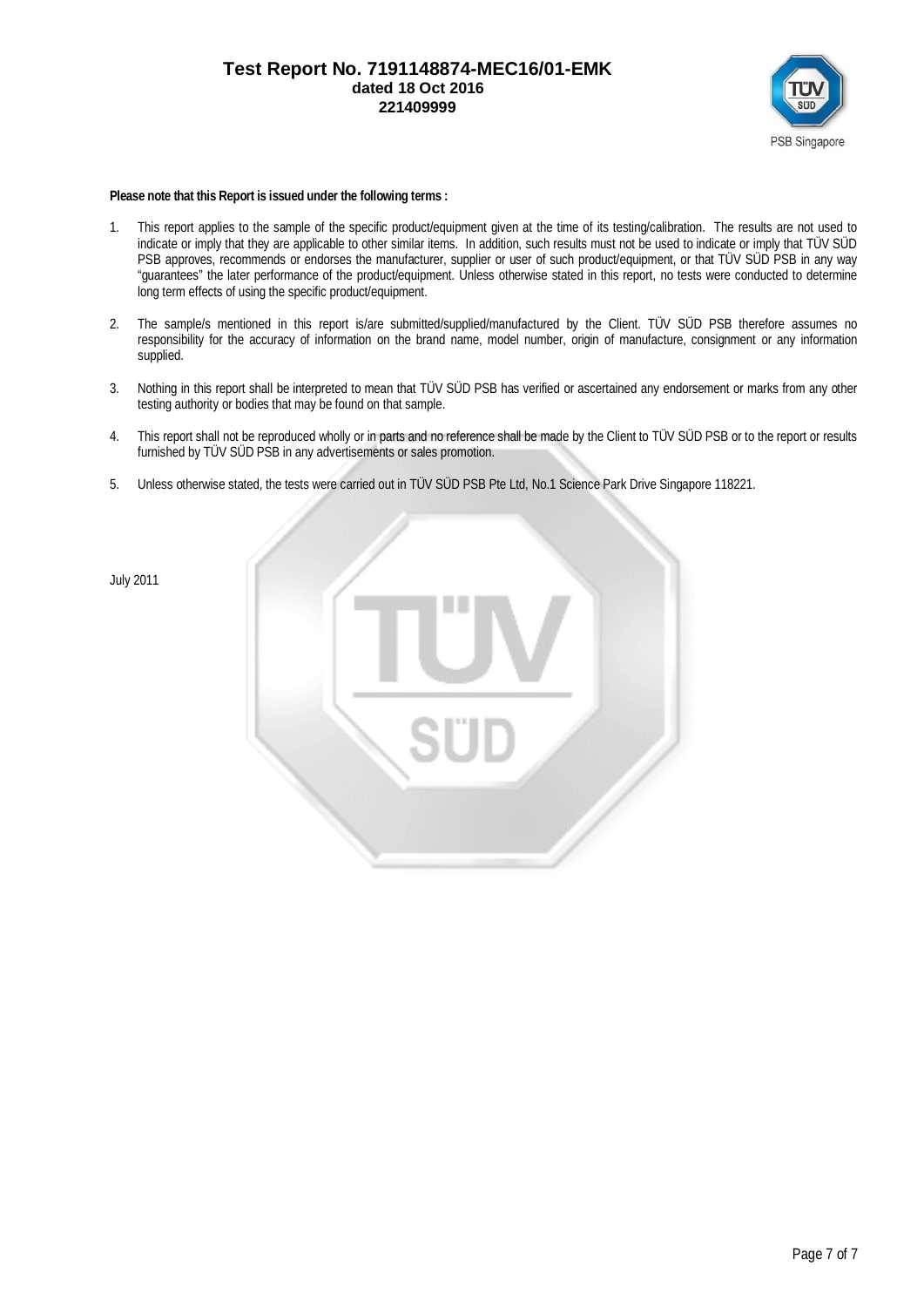**Please note that this Report is issued under the following terms :**

1. This report applies to the sample of the specific product/equipment given at the time of its testing/calibration. The results are not used to indicate or imply that they are applicable to other similar items. In addition, such results must not be used to indicate or imply that TÜV SÜD PSB approves, recommends or endorses the manufacturer, supplier or user of such product/equipment, or that TÜV SÜD PSB in any way "guarantees" the later performance of the product/equipment. Unless otherwise stated in this report, no tests were conducted to determine long term effects of using the specific product/equipment.

2. The sample/s mentioned in this report is/are submitted/supplied/manufactured by the Client. TÜV SÜD PSB therefore assumes no responsibility for the accuracy of information on the brand name, model number, origin of manufacture, consignment or any information supplied.

3. Nothing in this report shall be interpreted to mean that TÜV SÜD PSB has verified or ascertained any endorsement or marks from any other testing authority or bodies that may be found on that sample.

4. This report shall not be reproduced wholly or in parts and no reference shall be made by the Client to TÜV SÜD PSB or to the report or results furnished by TÜV SÜD PSB in any advertisements or sales promotion.

5. Unless otherwise stated, the tests were carried out in TÜV SÜD PSB Pte Ltd, No.1 Science Park Drive Singapore 118221.

July 2011